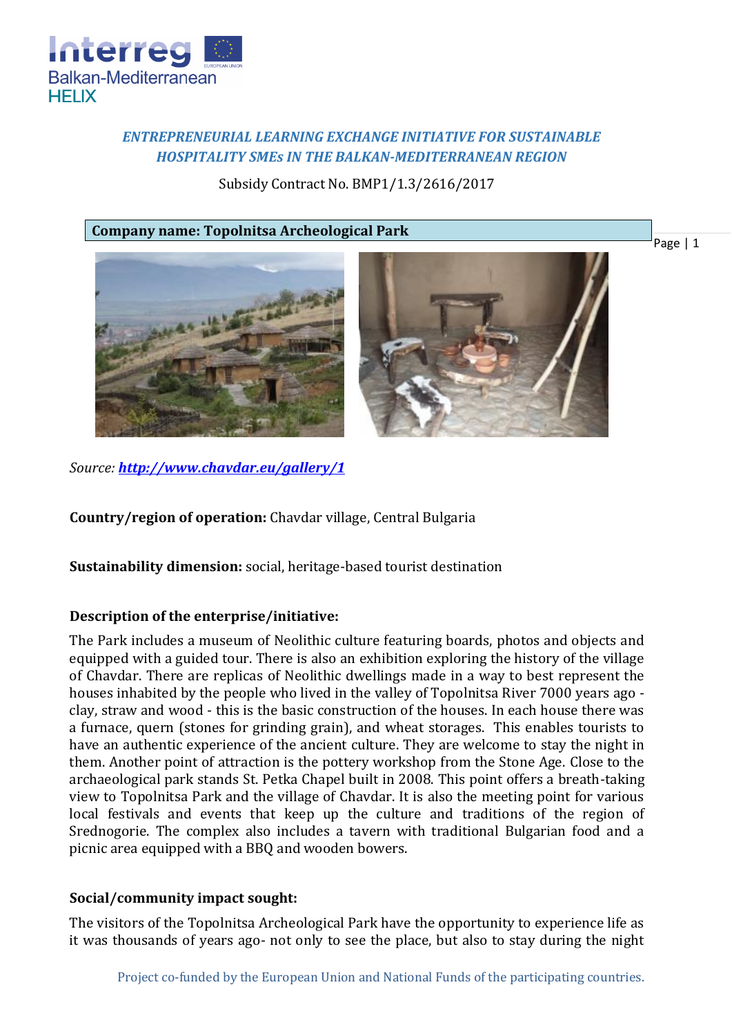***ENTREPRENEURIAL LEARNING EXCHANGE INITIATIVE FOR SUSTAINABLE HOSPITALITY SMEs IN THE BALKAN-MEDITERRANEAN REGION***

Subsidy Contract No. BMP1/1.3/2616/2017

**Company name: Topolnitsa Archeological Park**

*Source: **http://www.chavdar.eu/gallery/1***

**Country/region of operation:** Chavdar village, Central Bulgaria

**Sustainability dimension:** social, heritage-based tourist destination

**Description of the enterprise/initiative:**

The Park includes a museum of Neolithic culture featuring boards, photos and objects and equipped with a guided tour. There is also an exhibition exploring the history of the village of Chavdar. There are replicas of Neolithic dwellings made in a way to best represent the houses inhabited by the people who lived in the valley of Topolnitsa River 7000 years ago - clay, straw and wood - this is the basic construction of the houses. In each house there was a furnace, quern (stones for grinding grain), and wheat storages. This enables tourists to have an authentic experience of the ancient culture. They are welcome to stay the night in them. Another point of attraction is the pottery workshop from the Stone Age. Close to the archaeological park stands St. Petka Chapel built in 2008. This point offers a breath-taking view to Topolnitsa Park and the village of Chavdar. It is also the meeting point for various local festivals and events that keep up the culture and traditions of the region of Srednogorie. The complex also includes a tavern with traditional Bulgarian food and a picnic area equipped with a BBQ and wooden bowers.

**Social/community impact sought:**

The visitors of the Topolnitsa Archeological Park have the opportunity to experience life as it was thousands of years ago- not only to see the place, but also to stay during the night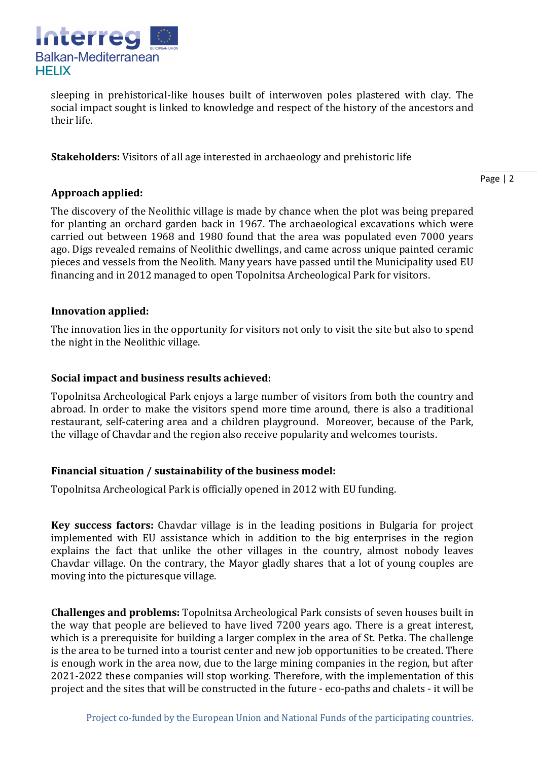sleeping in prehistorical-like houses built of interwoven poles plastered with clay. The social impact sought is linked to knowledge and respect of the history of the ancestors and their life.

**Stakeholders:** Visitors of all age interested in archaeology and prehistoric life

**Approach applied:**

The discovery of the Neolithic village is made by chance when the plot was being prepared for planting an orchard garden back in 1967. The archaeological excavations which were carried out between 1968 and 1980 found that the area was populated even 7000 years ago. Digs revealed remains of Neolithic dwellings, and came across unique painted ceramic pieces and vessels from the Neolith. Many years have passed until the Municipality used EU financing and in 2012 managed to open Topolnitsa Archeological Park for visitors.

**Innovation applied:**

The innovation lies in the opportunity for visitors not only to visit the site but also to spend the night in the Neolithic village.

**Social impact and business results achieved:**

Topolnitsa Archeological Park enjoys a large number of visitors from both the country and abroad. In order to make the visitors spend more time around, there is also a traditional restaurant, self-catering area and a children playground. Moreover, because of the Park, the village of Chavdar and the region also receive popularity and welcomes tourists.

**Financial situation / sustainability of the business model:**

Topolnitsa Archeological Park is officially opened in 2012 with EU funding.

**Key success factors:** Chavdar village is in the leading positions in Bulgaria for project implemented with EU assistance which in addition to the big enterprises in the region explains the fact that unlike the other villages in the country, almost nobody leaves Chavdar village. On the contrary, the Mayor gladly shares that a lot of young couples are moving into the picturesque village.

**Challenges and problems:** Topolnitsa Archeological Park consists of seven houses built in the way that people are believed to have lived 7200 years ago. There is a great interest, which is a prerequisite for building a larger complex in the area of St. Petka. The challenge is the area to be turned into a tourist center and new job opportunities to be created. There is enough work in the area now, due to the large mining companies in the region, but after 2021-2022 these companies will stop working. Therefore, with the implementation of this project and the sites that will be constructed in the future - eco-paths and chalets - it will be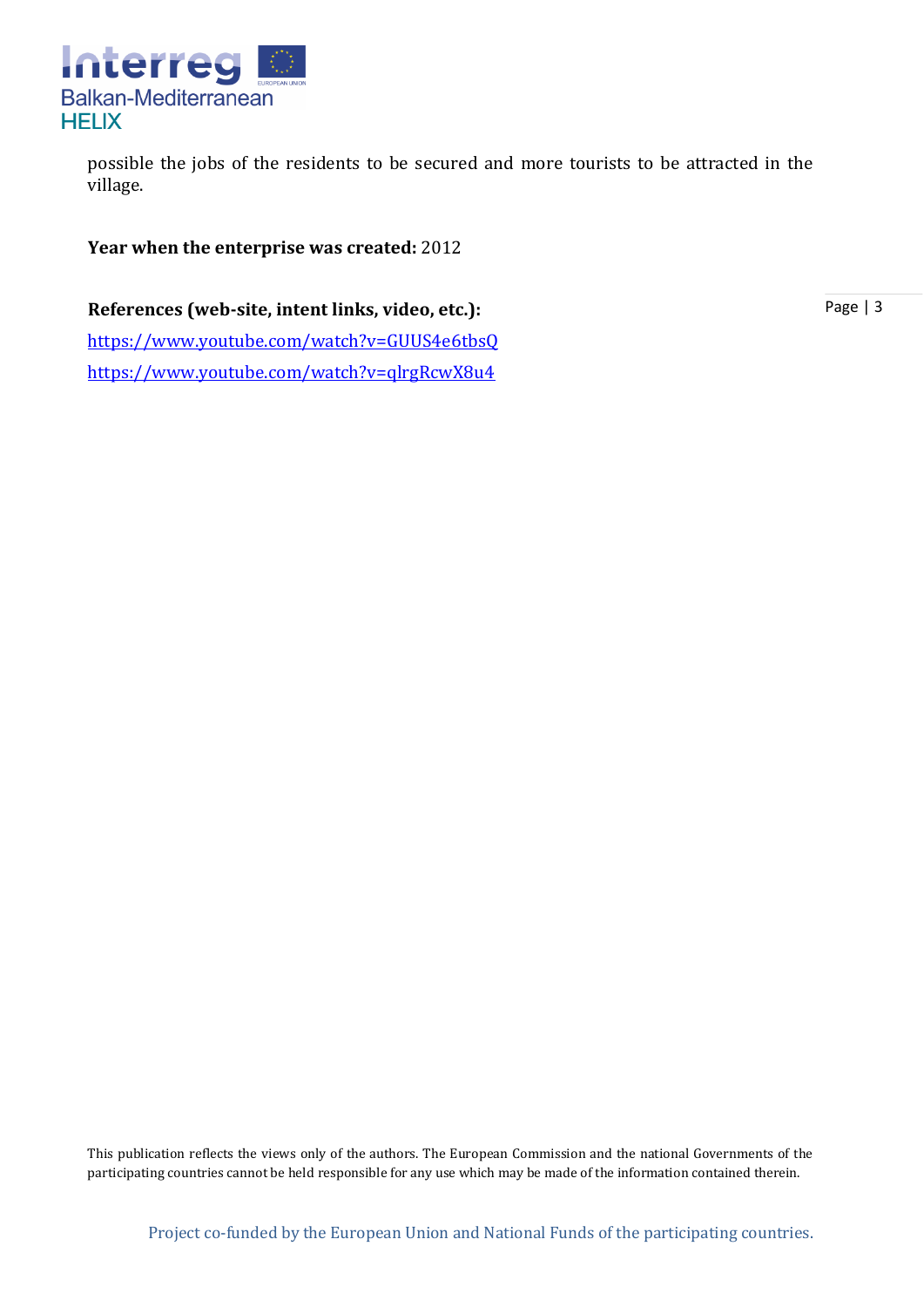possible the jobs of the residents to be secured and more tourists to be attracted in the village.

**Year when the enterprise was created:** 2012

**References (web-site, intent links, video, etc.):**

https://www.youtube.com/watch?v=GUUS4e6tbsQ

https://www.youtube.com/watch?v=qlrgRcwX8u4

This publication reflects the views only of the authors. The European Commission and the national Governments of the participating countries cannot be held responsible for any use which may be made of the information contained therein.

Project co-funded by the European Union and National Funds of the participating countries.